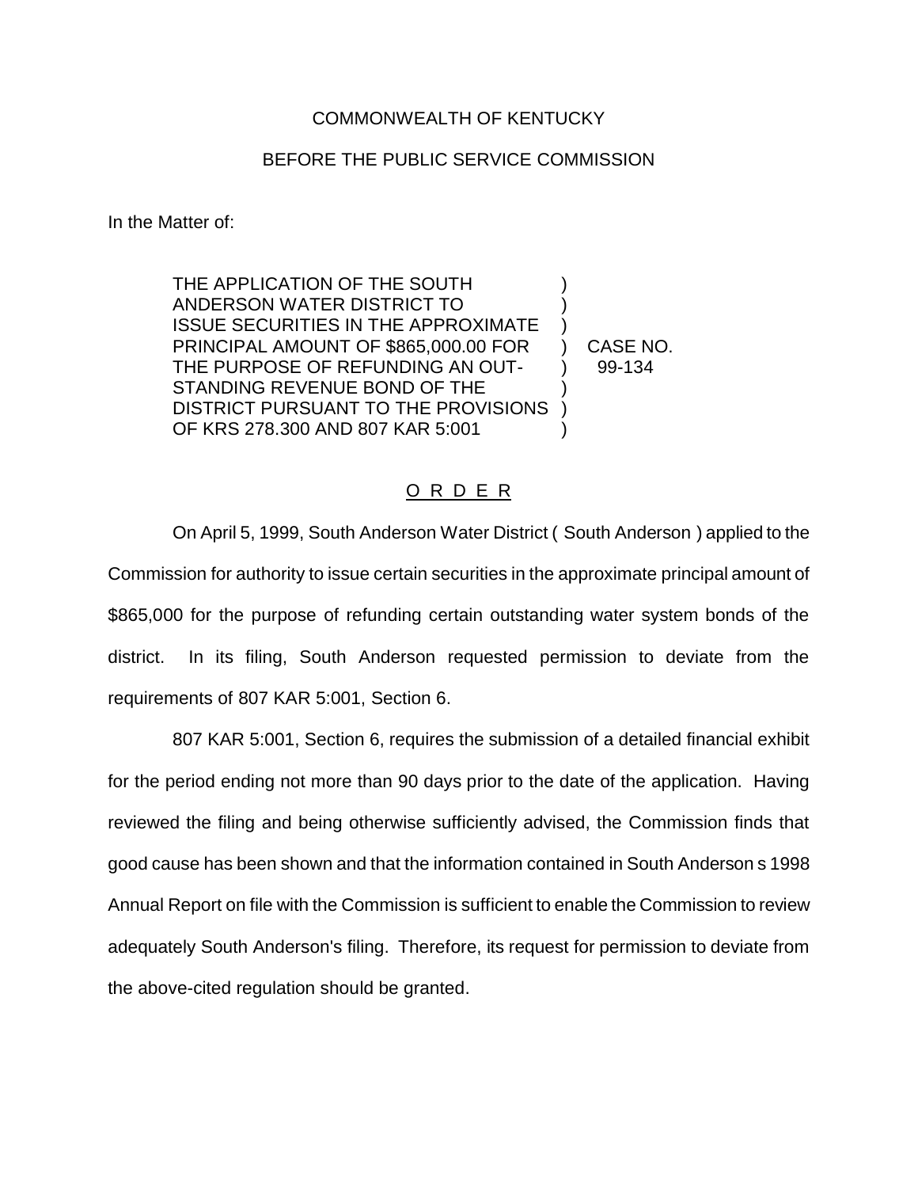COMMONWEALTH OF KENTUCKY

BEFORE THE PUBLIC SERVICE COMMISSION

In the Matter of:

| | | |
|---|---|---|
| THE APPLICATION OF THE SOUTH ANDERSON WATER DISTRICT TO ISSUE SECURITIES IN THE APPROXIMATE PRINCIPAL AMOUNT OF $865,000.00 FOR THE PURPOSE OF REFUNDING AN OUT-STANDING REVENUE BOND OF THE DISTRICT PURSUANT TO THE PROVISIONS OF KRS 278.300 AND 807 KAR 5:001 | ) | CASE NO. 99-134 |

O R D E R

On April 5, 1999, South Anderson Water District ( South Anderson ) applied to the Commission for authority to issue certain securities in the approximate principal amount of $865,000 for the purpose of refunding certain outstanding water system bonds of the district. In its filing, South Anderson requested permission to deviate from the requirements of 807 KAR 5:001, Section 6.

807 KAR 5:001, Section 6, requires the submission of a detailed financial exhibit for the period ending not more than 90 days prior to the date of the application. Having reviewed the filing and being otherwise sufficiently advised, the Commission finds that good cause has been shown and that the information contained in South Anderson s 1998 Annual Report on file with the Commission is sufficient to enable the Commission to review adequately South Anderson's filing. Therefore, its request for permission to deviate from the above-cited regulation should be granted.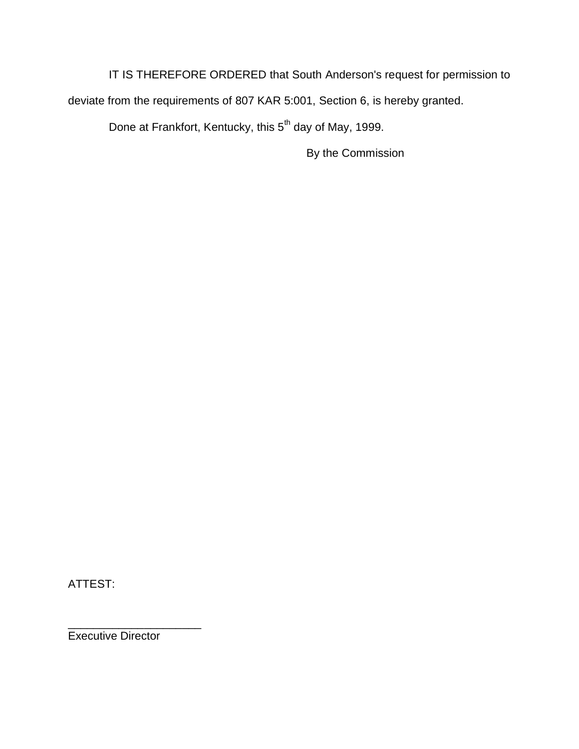IT IS THEREFORE ORDERED that South Anderson's request for permission to deviate from the requirements of 807 KAR 5:001, Section 6, is hereby granted.

Done at Frankfort, Kentucky, this 5th day of May, 1999.

By the Commission

ATTEST:

_____________________
Executive Director